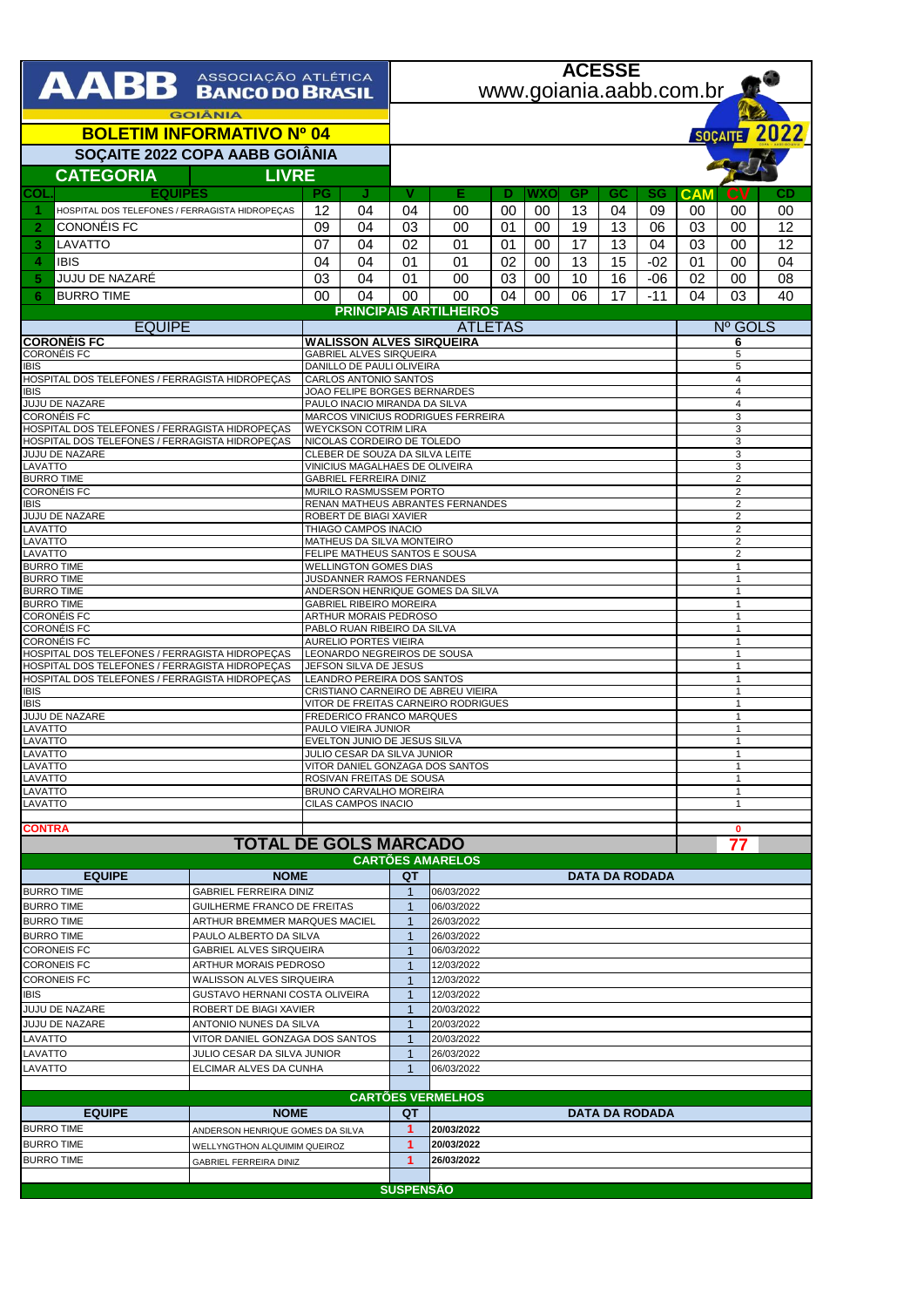# AABB ASSOCIAÇÃO ATLÉTICA BANCO DO BRASIL

GOIÂNIA

**ACESSE**
www.goiania.aabb.com.br

SOÇAITE 2022

## BOLETIM INFORMATIVO Nº 04

## SOÇAITE 2022 COPA AABB GOIÂNIA

### CATEGORIA LIVRE

| COL. | EQUIPES | PG | J | V | E | D | WXO | GP | GC | SG | CAM | CV | CD |
|---|---|---|---|---|---|---|---|---|---|---|---|---|---|
| 1 | HOSPITAL DOS TELEFONES / FERRAGISTA HIDROPEÇAS | 12 | 04 | 04 | 00 | 00 | 00 | 13 | 04 | 09 | 00 | 00 | 00 |
| 2 | CONONÉIS FC | 09 | 04 | 03 | 00 | 01 | 00 | 19 | 13 | 06 | 03 | 00 | 12 |
| 3 | LAVATTO | 07 | 04 | 02 | 01 | 01 | 00 | 17 | 13 | 04 | 03 | 00 | 12 |
| 4 | IBIS | 04 | 04 | 01 | 01 | 02 | 00 | 13 | 15 | -02 | 01 | 00 | 04 |
| 5 | JUJU DE NAZARÉ | 03 | 04 | 01 | 00 | 03 | 00 | 10 | 16 | -06 | 02 | 00 | 08 |
| 6 | BURRO TIME | 00 | 04 | 00 | 00 | 04 | 00 | 06 | 17 | -11 | 04 | 03 | 40 |

### PRINCIPAIS ARTILHEIROS

| EQUIPE | ATLETAS | Nº GOLS |
|---|---|---|
| **CORONÉIS FC** | **WALISSON ALVES SIRQUEIRA** | **6** |
| CORONÉIS FC | GABRIEL ALVES SIRQUEIRA | 5 |
| IBIS | DANILLO DE PAULI OLIVEIRA | 5 |
| HOSPITAL DOS TELEFONES / FERRAGISTA HIDROPEÇAS | CARLOS ANTONIO SANTOS | 4 |
| IBIS | JOAO FELIPE BORGES BERNARDES | 4 |
| JUJU DE NAZARE | PAULO INACIO MIRANDA DA SILVA | 4 |
| CORONÉIS FC | MARCOS VINICIUS RODRIGUES FERREIRA | 3 |
| HOSPITAL DOS TELEFONES / FERRAGISTA HIDROPEÇAS | WEYCKSON COTRIM LIRA | 3 |
| HOSPITAL DOS TELEFONES / FERRAGISTA HIDROPEÇAS | NICOLAS CORDEIRO DE TOLEDO | 3 |
| JUJU DE NAZARE | CLEBER DE SOUZA DA SILVA LEITE | 3 |
| LAVATTO | VINICIUS MAGALHAES DE OLIVEIRA | 3 |
| BURRO TIME | GABRIEL FERREIRA DINIZ | 2 |
| CORONÉIS FC | MURILO RASMUSSEM PORTO | 2 |
| IBIS | RENAN MATHEUS ABRANTES FERNANDES | 2 |
| JUJU DE NAZARE | ROBERT DE BIAGI XAVIER | 2 |
| LAVATTO | THIAGO CAMPOS INACIO | 2 |
| LAVATTO | MATHEUS DA SILVA MONTEIRO | 2 |
| LAVATTO | FELIPE MATHEUS SANTOS E SOUSA | 2 |
| BURRO TIME | WELLINGTON GOMES DIAS | 1 |
| BURRO TIME | JUSDANNER RAMOS FERNANDES | 1 |
| BURRO TIME | ANDERSON HENRIQUE GOMES DA SILVA | 1 |
| BURRO TIME | GABRIEL RIBEIRO MOREIRA | 1 |
| CORONÉIS FC | ARTHUR MORAIS PEDROSO | 1 |
| CORONÉIS FC | PABLO RUAN RIBEIRO DA SILVA | 1 |
| CORONÉIS FC | AURELIO PORTES VIEIRA | 1 |
| HOSPITAL DOS TELEFONES / FERRAGISTA HIDROPEÇAS | LEONARDO NEGREIROS DE SOUSA | 1 |
| HOSPITAL DOS TELEFONES / FERRAGISTA HIDROPEÇAS | JEFSON SILVA DE JESUS | 1 |
| HOSPITAL DOS TELEFONES / FERRAGISTA HIDROPEÇAS | LEANDRO PEREIRA DOS SANTOS | 1 |
| IBIS | CRISTIANO CARNEIRO DE ABREU VIEIRA | 1 |
| IBIS | VITOR DE FREITAS CARNEIRO RODRIGUES | 1 |
| JUJU DE NAZARE | FREDERICO FRANCO MARQUES | 1 |
| LAVATTO | PAULO VIEIRA JUNIOR | 1 |
| LAVATTO | EVELTON JUNIO DE JESUS SILVA | 1 |
| LAVATTO | JULIO CESAR DA SILVA JUNIOR | 1 |
| LAVATTO | VITOR DANIEL GONZAGA DOS SANTOS | 1 |
| LAVATTO | ROSIVAN FREITAS DE SOUSA | 1 |
| LAVATTO | BRUNO CARVALHO MOREIRA | 1 |
| LAVATTO | CILAS CAMPOS INACIO | 1 |
| | | |
| **CONTRA** | | **0** |
| **TOTAL DE GOLS MARCADO** | | **77** |

### CARTÕES AMARELOS

| EQUIPE | NOME | QT | DATA DA RODADA |
|---|---|---|---|
| BURRO TIME | GABRIEL FERREIRA DINIZ | 1 | 06/03/2022 |
| BURRO TIME | GUILHERME FRANCO DE FREITAS | 1 | 06/03/2022 |
| BURRO TIME | ARTHUR BREMMER MARQUES MACIEL | 1 | 26/03/2022 |
| BURRO TIME | PAULO ALBERTO DA SILVA | 1 | 26/03/2022 |
| CORONEIS FC | GABRIEL ALVES SIRQUEIRA | 1 | 06/03/2022 |
| CORONEIS FC | ARTHUR MORAIS PEDROSO | 1 | 12/03/2022 |
| CORONEIS FC | WALISSON ALVES SIRQUEIRA | 1 | 12/03/2022 |
| IBIS | GUSTAVO HERNANI COSTA OLIVEIRA | 1 | 12/03/2022 |
| JUJU DE NAZARE | ROBERT DE BIAGI XAVIER | 1 | 20/03/2022 |
| JUJU DE NAZARE | ANTONIO NUNES DA SILVA | 1 | 20/03/2022 |
| LAVATTO | VITOR DANIEL GONZAGA DOS SANTOS | 1 | 20/03/2022 |
| LAVATTO | JULIO CESAR DA SILVA JUNIOR | 1 | 26/03/2022 |
| LAVATTO | ELCIMAR ALVES DA CUNHA | 1 | 06/03/2022 |

### CARTÕES VERMELHOS

| EQUIPE | NOME | QT | DATA DA RODADA |
|---|---|---|---|
| BURRO TIME | ANDERSON HENRIQUE GOMES DA SILVA | 1 | **20/03/2022** |
| BURRO TIME | WELLYNGTHON ALQUIMIM QUEIROZ | 1 | **20/03/2022** |
| BURRO TIME | GABRIEL FERREIRA DINIZ | 1 | **26/03/2022** |

### SUSPENSÃO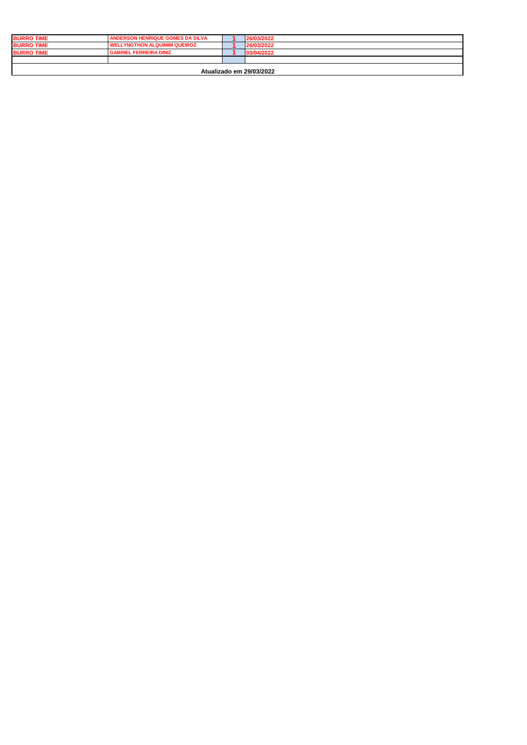| | | | |
|---|---|---|---|
| BURRO TIME | ANDERSON HENRIQUE GOMES DA SILVA | 1 | 26/03/2022 |
| BURRO TIME | WELLYNGTHON ALQUIMIM QUEIROZ | 1 | 26/03/2022 |
| BURRO TIME | GABRIEL FERREIRA DINIZ | 1 | 03/04/2022 |
| | | | |

**Atualizado em 29/03/2022**